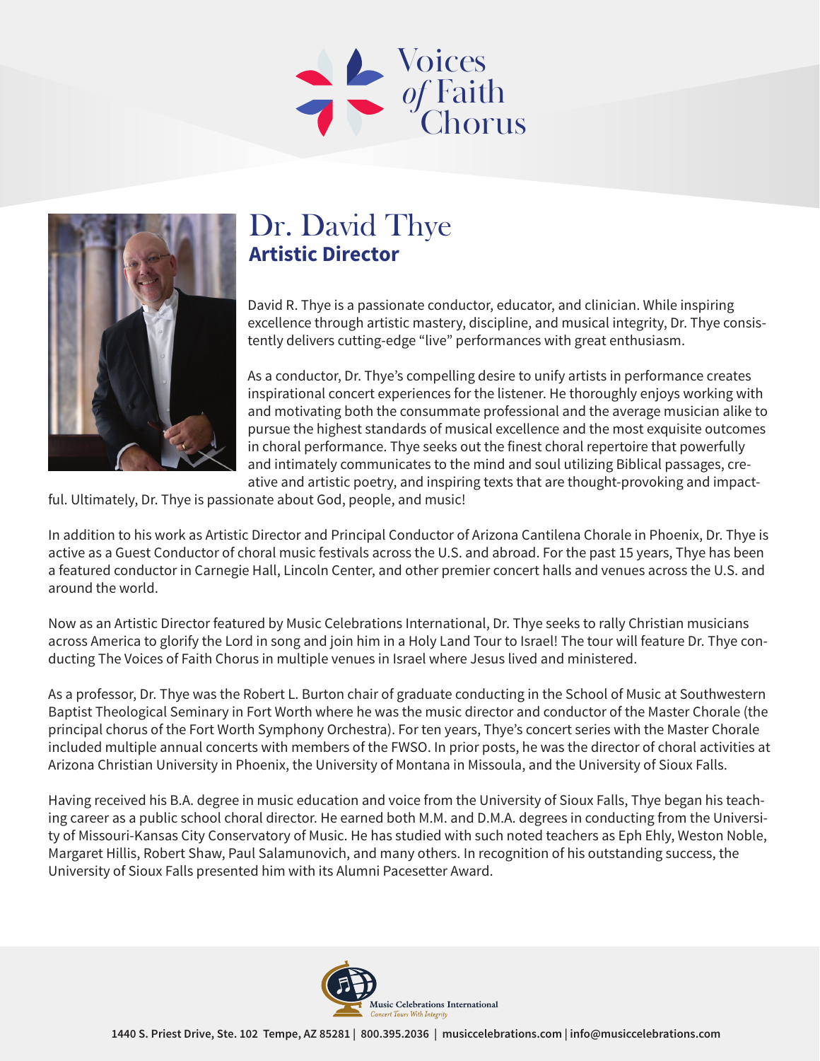# Voices *of* Faith Chorus

## Dr. David Thye

### Artistic Director

David R. Thye is a passionate conductor, educator, and clinician. While inspiring excellence through artistic mastery, discipline, and musical integrity, Dr. Thye consistently delivers cutting-edge "live" performances with great enthusiasm.

As a conductor, Dr. Thye's compelling desire to unify artists in performance creates inspirational concert experiences for the listener. He thoroughly enjoys working with and motivating both the consummate professional and the average musician alike to pursue the highest standards of musical excellence and the most exquisite outcomes in choral performance. Thye seeks out the finest choral repertoire that powerfully and intimately communicates to the mind and soul utilizing Biblical passages, creative and artistic poetry, and inspiring texts that are thought-provoking and impactful. Ultimately, Dr. Thye is passionate about God, people, and music!

In addition to his work as Artistic Director and Principal Conductor of Arizona Cantilena Chorale in Phoenix, Dr. Thye is active as a Guest Conductor of choral music festivals across the U.S. and abroad. For the past 15 years, Thye has been a featured conductor in Carnegie Hall, Lincoln Center, and other premier concert halls and venues across the U.S. and around the world.

Now as an Artistic Director featured by Music Celebrations International, Dr. Thye seeks to rally Christian musicians across America to glorify the Lord in song and join him in a Holy Land Tour to Israel! The tour will feature Dr. Thye conducting The Voices of Faith Chorus in multiple venues in Israel where Jesus lived and ministered.

As a professor, Dr. Thye was the Robert L. Burton chair of graduate conducting in the School of Music at Southwestern Baptist Theological Seminary in Fort Worth where he was the music director and conductor of the Master Chorale (the principal chorus of the Fort Worth Symphony Orchestra). For ten years, Thye's concert series with the Master Chorale included multiple annual concerts with members of the FWSO. In prior posts, he was the director of choral activities at Arizona Christian University in Phoenix, the University of Montana in Missoula, and the University of Sioux Falls.

Having received his B.A. degree in music education and voice from the University of Sioux Falls, Thye began his teaching career as a public school choral director. He earned both M.M. and D.M.A. degrees in conducting from the University of Missouri-Kansas City Conservatory of Music. He has studied with such noted teachers as Eph Ehly, Weston Noble, Margaret Hillis, Robert Shaw, Paul Salamunovich, and many others. In recognition of his outstanding success, the University of Sioux Falls presented him with its Alumni Pacesetter Award.

Music Celebrations International
*Concert Tours With Integrity*

**1440 S. Priest Drive, Ste. 102 Tempe, AZ 85281 | 800.395.2036 | musiccelebrations.com | info@musiccelebrations.com**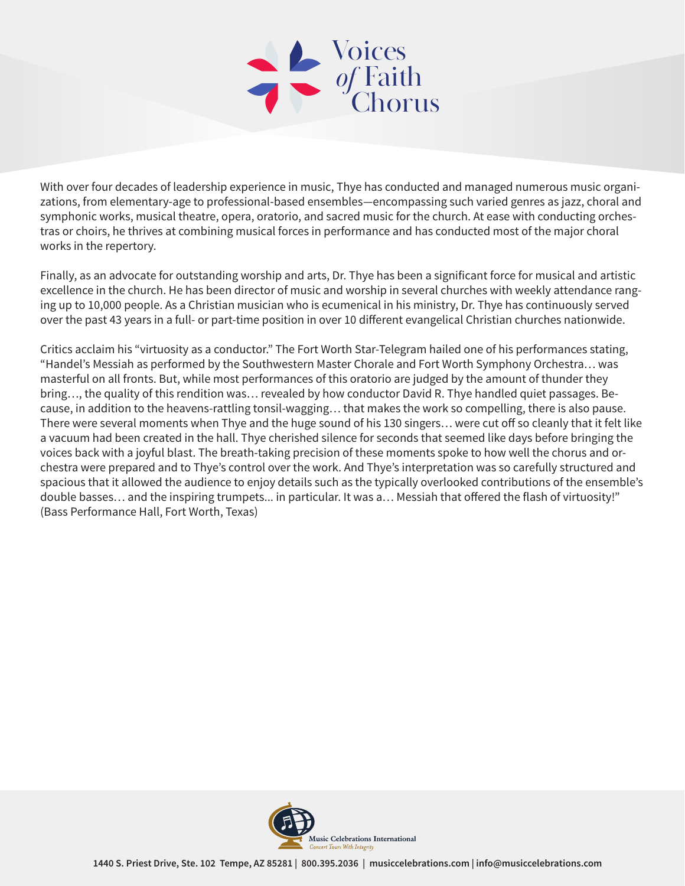With over four decades of leadership experience in music, Thye has conducted and managed numerous music organizations, from elementary-age to professional-based ensembles—encompassing such varied genres as jazz, choral and symphonic works, musical theatre, opera, oratorio, and sacred music for the church. At ease with conducting orchestras or choirs, he thrives at combining musical forces in performance and has conducted most of the major choral works in the repertory.

Finally, as an advocate for outstanding worship and arts, Dr. Thye has been a significant force for musical and artistic excellence in the church. He has been director of music and worship in several churches with weekly attendance ranging up to 10,000 people. As a Christian musician who is ecumenical in his ministry, Dr. Thye has continuously served over the past 43 years in a full- or part-time position in over 10 different evangelical Christian churches nationwide.

Critics acclaim his “virtuosity as a conductor.” The Fort Worth Star-Telegram hailed one of his performances stating, “Handel’s Messiah as performed by the Southwestern Master Chorale and Fort Worth Symphony Orchestra… was masterful on all fronts. But, while most performances of this oratorio are judged by the amount of thunder they bring…, the quality of this rendition was… revealed by how conductor David R. Thye handled quiet passages. Because, in addition to the heavens-rattling tonsil-wagging… that makes the work so compelling, there is also pause. There were several moments when Thye and the huge sound of his 130 singers… were cut off so cleanly that it felt like a vacuum had been created in the hall. Thye cherished silence for seconds that seemed like days before bringing the voices back with a joyful blast. The breath-taking precision of these moments spoke to how well the chorus and orchestra were prepared and to Thye’s control over the work. And Thye’s interpretation was so carefully structured and spacious that it allowed the audience to enjoy details such as the typically overlooked contributions of the ensemble’s double basses… and the inspiring trumpets... in particular. It was a… Messiah that offered the flash of virtuosity!” (Bass Performance Hall, Fort Worth, Texas)

Music Celebrations International
*Concert Tours With Integrity*

**1440 S. Priest Drive, Ste. 102 Tempe, AZ 85281 | 800.395.2036 | musiccelebrations.com | info@musiccelebrations.com**